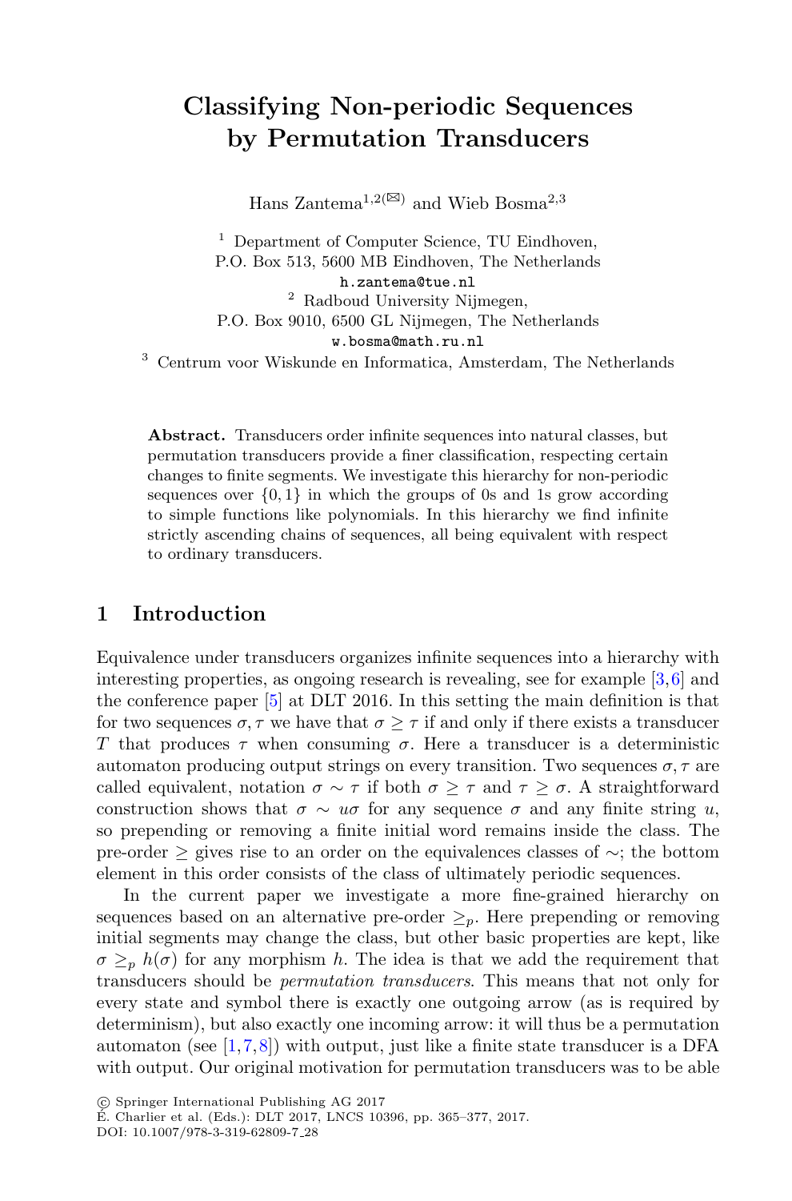# Classifying Non-periodic Sequences by Permutation Transducers

Hans Zantema[1,2](✉) and Wieb Bosma[2,3]

[1] Department of Computer Science, TU Eindhoven, P.O. Box 513, 5600 MB Eindhoven, The Netherlands
h.zantema@tue.nl

[2] Radboud University Nijmegen, P.O. Box 9010, 6500 GL Nijmegen, The Netherlands
w.bosma@math.ru.nl

[3] Centrum voor Wiskunde en Informatica, Amsterdam, The Netherlands

**Abstract.** Transducers order infinite sequences into natural classes, but permutation transducers provide a finer classification, respecting certain changes to finite segments. We investigate this hierarchy for non-periodic sequences over $\{0, 1\}$ in which the groups of 0s and 1s grow according to simple functions like polynomials. In this hierarchy we find infinite strictly ascending chains of sequences, all being equivalent with respect to ordinary transducers.

## 1 Introduction

Equivalence under transducers organizes infinite sequences into a hierarchy with interesting properties, as ongoing research is revealing, see for example [3,6] and the conference paper [5] at DLT 2016. In this setting the main definition is that for two sequences $\sigma, \tau$ we have that $\sigma \geq \tau$ if and only if there exists a transducer $T$ that produces $\tau$ when consuming $\sigma$. Here a transducer is a deterministic automaton producing output strings on every transition. Two sequences $\sigma, \tau$ are called equivalent, notation $\sigma \sim \tau$ if both $\sigma \geq \tau$ and $\tau \geq \sigma$. A straightforward construction shows that $\sigma \sim u\sigma$ for any sequence $\sigma$ and any finite string $u$, so prepending or removing a finite initial word remains inside the class. The pre-order $\geq$ gives rise to an order on the equivalences classes of $\sim$; the bottom element in this order consists of the class of ultimately periodic sequences.

In the current paper we investigate a more fine-grained hierarchy on sequences based on an alternative pre-order $\geq_p$. Here prepending or removing initial segments may change the class, but other basic properties are kept, like $\sigma \geq_p h(\sigma)$ for any morphism $h$. The idea is that we add the requirement that transducers should be *permutation transducers*. This means that not only for every state and symbol there is exactly one outgoing arrow (as is required by determinism), but also exactly one incoming arrow: it will thus be a permutation automaton (see [1,7,8]) with output, just like a finite state transducer is a DFA with output. Our original motivation for permutation transducers was to be able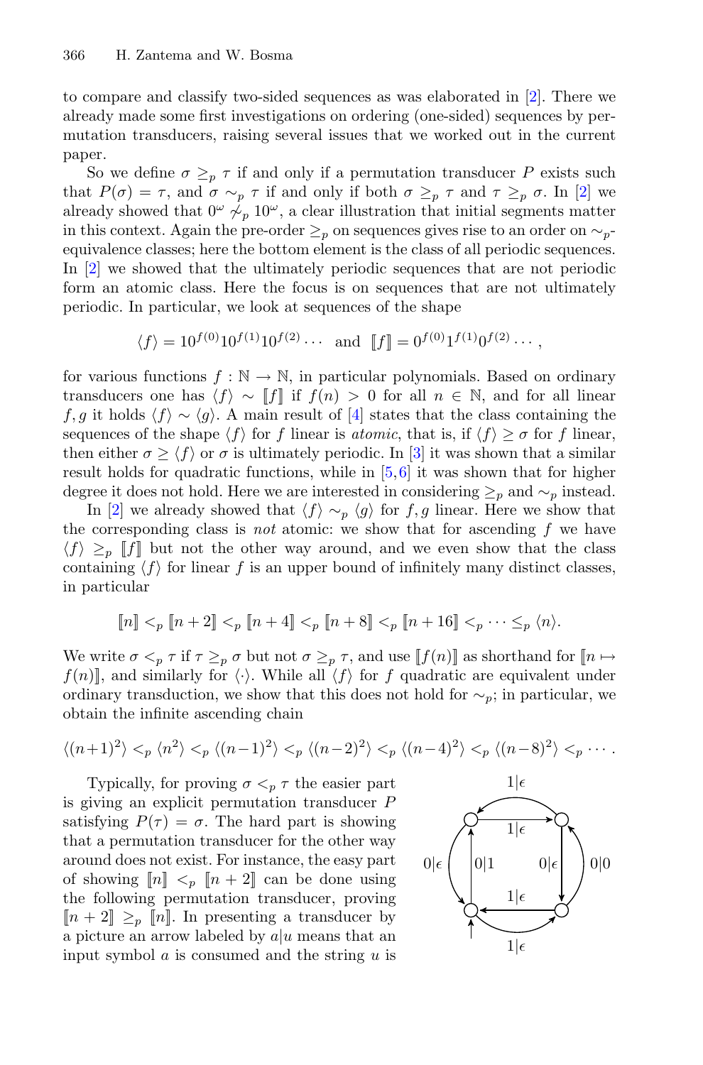to compare and classify two-sided sequences as was elaborated in [2]. There we already made some first investigations on ordering (one-sided) sequences by permutation transducers, raising several issues that we worked out in the current paper.

So we define $\sigma \geq_p \tau$ if and only if a permutation transducer $P$ exists such that $P(\sigma) = \tau$, and $\sigma \sim_p \tau$ if and only if both $\sigma \geq_p \tau$ and $\tau \geq_p \sigma$. In [2] we already showed that $0^\omega \not\sim_p 10^\omega$, a clear illustration that initial segments matter in this context. Again the pre-order $\geq_p$ on sequences gives rise to an order on $\sim_p$-equivalence classes; here the bottom element is the class of all periodic sequences. In [2] we showed that the ultimately periodic sequences that are not periodic form an atomic class. Here the focus is on sequences that are not ultimately periodic. In particular, we look at sequences of the shape

$$\langle f \rangle = 10^{f(0)}10^{f(1)}10^{f(2)}\cdots \quad \text{and} \quad [\![f]\!] = 0^{f(0)}1^{f(1)}0^{f(2)}\cdots,$$

for various functions $f : \mathbb{N} \to \mathbb{N}$, in particular polynomials. Based on ordinary transducers one has $\langle f \rangle \sim [\![f]\!]$ if $f(n) > 0$ for all $n \in \mathbb{N}$, and for all linear $f, g$ it holds $\langle f \rangle \sim \langle g \rangle$. A main result of [4] states that the class containing the sequences of the shape $\langle f \rangle$ for $f$ linear is *atomic*, that is, if $\langle f \rangle \geq \sigma$ for $f$ linear, then either $\sigma \geq \langle f \rangle$ or $\sigma$ is ultimately periodic. In [3] it was shown that a similar result holds for quadratic functions, while in [5,6] it was shown that for higher degree it does not hold. Here we are interested in considering $\geq_p$ and $\sim_p$ instead.

In [2] we already showed that $\langle f \rangle \sim_p \langle g \rangle$ for $f, g$ linear. Here we show that the corresponding class is *not* atomic: we show that for ascending $f$ we have $\langle f \rangle \geq_p [\![f]\!]$ but not the other way around, and we even show that the class containing $\langle f \rangle$ for linear $f$ is an upper bound of infinitely many distinct classes, in particular

$$[\![n]\!] <_p [\![n+2]\!] <_p [\![n+4]\!] <_p [\![n+8]\!] <_p [\![n+16]\!] <_p \cdots \leq_p \langle n \rangle.$$

We write $\sigma <_p \tau$ if $\tau \geq_p \sigma$ but not $\sigma \geq_p \tau$, and use $[\![f(n)]\!]$ as shorthand for $[\![n \mapsto f(n)]\!]$, and similarly for $\langle \cdot \rangle$. While all $\langle f \rangle$ for $f$ quadratic are equivalent under ordinary transduction, we show that this does not hold for $\sim_p$; in particular, we obtain the infinite ascending chain

$$\langle (n+1)^2 \rangle <_p \langle n^2 \rangle <_p \langle (n-1)^2 \rangle <_p \langle (n-2)^2 \rangle <_p \langle (n-4)^2 \rangle <_p \langle (n-8)^2 \rangle <_p \cdots.$$

Typically, for proving $\sigma <_p \tau$ the easier part is giving an explicit permutation transducer $P$ satisfying $P(\tau) = \sigma$. The hard part is showing that a permutation transducer for the other way around does not exist. For instance, the easy part of showing $[\![n]\!] <_p [\![n+2]\!]$ can be done using the following permutation transducer, proving $[\![n+2]\!] \geq_p [\![n]\!]$. In presenting a transducer by a picture an arrow labeled by $a|u$ means that an input symbol $a$ is consumed and the string $u$ is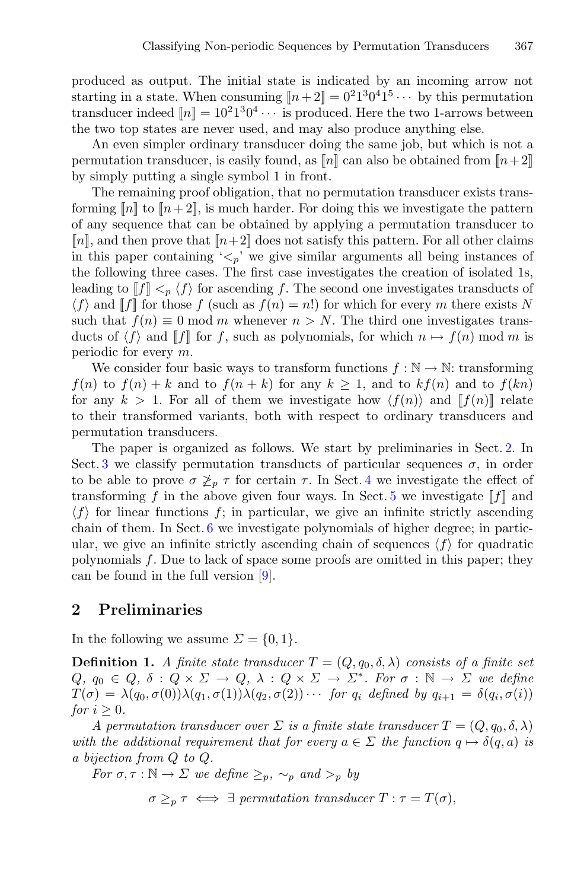produced as output. The initial state is indicated by an incoming arrow not starting in a state. When consuming $[\![n+2]\!] = 0^2 1^3 0^4 1^5 \cdots$ by this permutation transducer indeed $[\![n]\!] = 10^2 1^3 0^4 \cdots$ is produced. Here the two 1-arrows between the two top states are never used, and may also produce anything else.

An even simpler ordinary transducer doing the same job, but which is not a permutation transducer, is easily found, as $[\![n]\!]$ can also be obtained from $[\![n+2]\!]$ by simply putting a single symbol 1 in front.

The remaining proof obligation, that no permutation transducer exists transforming $[\![n]\!]$ to $[\![n+2]\!]$, is much harder. For doing this we investigate the pattern of any sequence that can be obtained by applying a permutation transducer to $[\![n]\!]$, and then prove that $[\![n+2]\!]$ does not satisfy this pattern. For all other claims in this paper containing '$<_p$' we give similar arguments all being instances of the following three cases. The first case investigates the creation of isolated 1s, leading to $[\![f]\!] <_p \langle f \rangle$ for ascending $f$. The second one investigates transducts of $\langle f \rangle$ and $[\![f]\!]$ for those $f$ (such as $f(n) = n!$) for which for every $m$ there exists $N$ such that $f(n) \equiv 0 \bmod m$ whenever $n > N$. The third one investigates transducts of $\langle f \rangle$ and $[\![f]\!]$ for $f$, such as polynomials, for which $n \mapsto f(n) \bmod m$ is periodic for every $m$.

We consider four basic ways to transform functions $f : \mathbb{N} \to \mathbb{N}$: transforming $f(n)$ to $f(n) + k$ and to $f(n + k)$ for any $k \geq 1$, and to $kf(n)$ and to $f(kn)$ for any $k > 1$. For all of them we investigate how $\langle f(n) \rangle$ and $[\![f(n)]\!]$ relate to their transformed variants, both with respect to ordinary transducers and permutation transducers.

The paper is organized as follows. We start by preliminaries in Sect. 2. In Sect. 3 we classify permutation transducts of particular sequences $\sigma$, in order to be able to prove $\sigma \not\geq_p \tau$ for certain $\tau$. In Sect. 4 we investigate the effect of transforming $f$ in the above given four ways. In Sect. 5 we investigate $[\![f]\!]$ and $\langle f \rangle$ for linear functions $f$; in particular, we give an infinite strictly ascending chain of them. In Sect. 6 we investigate polynomials of higher degree; in particular, we give an infinite strictly ascending chain of sequences $\langle f \rangle$ for quadratic polynomials $f$. Due to lack of space some proofs are omitted in this paper; they can be found in the full version [9].

## 2 Preliminaries

In the following we assume $\Sigma = \{0, 1\}$.

**Definition 1.** *A finite state transducer $T = (Q, q_0, \delta, \lambda)$ consists of a finite set $Q$, $q_0 \in Q$, $\delta : Q \times \Sigma \to Q$, $\lambda : Q \times \Sigma \to \Sigma^*$. For $\sigma : \mathbb{N} \to \Sigma$ we define $T(\sigma) = \lambda(q_0, \sigma(0))\lambda(q_1, \sigma(1))\lambda(q_2, \sigma(2)) \cdots$ for $q_i$ defined by $q_{i+1} = \delta(q_i, \sigma(i))$ for $i \geq 0$.*

*A permutation transducer over $\Sigma$ is a finite state transducer $T = (Q, q_0, \delta, \lambda)$ with the additional requirement that for every $a \in \Sigma$ the function $q \mapsto \delta(q, a)$ is a bijection from $Q$ to $Q$.*

*For $\sigma, \tau : \mathbb{N} \to \Sigma$ we define $\geq_p$, $\sim_p$ and $>_p$ by*

$$\sigma \geq_p \tau \iff \exists \text{ permutation transducer } T : \tau = T(\sigma),$$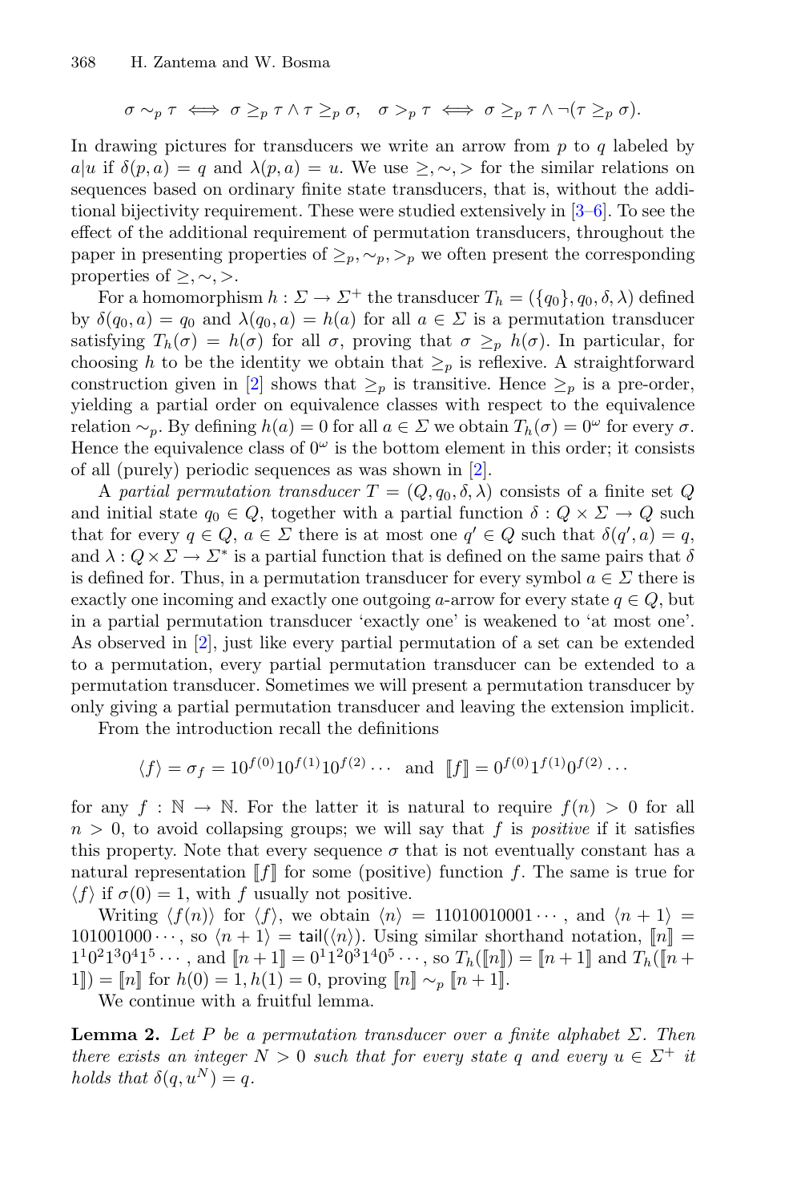$$\sigma \sim_p \tau \iff \sigma \geq_p \tau \wedge \tau \geq_p \sigma, \quad \sigma >_p \tau \iff \sigma \geq_p \tau \wedge \neg(\tau \geq_p \sigma).$$

In drawing pictures for transducers we write an arrow from $p$ to $q$ labeled by $a|u$ if $\delta(p,a) = q$ and $\lambda(p,a) = u$. We use $\geq, \sim, >$ for the similar relations on sequences based on ordinary finite state transducers, that is, without the additional bijectivity requirement. These were studied extensively in [3–6]. To see the effect of the additional requirement of permutation transducers, throughout the paper in presenting properties of $\geq_p, \sim_p, >_p$ we often present the corresponding properties of $\geq, \sim, >$.

For a homomorphism $h : \Sigma \to \Sigma^+$ the transducer $T_h = (\{q_0\}, q_0, \delta, \lambda)$ defined by $\delta(q_0, a) = q_0$ and $\lambda(q_0, a) = h(a)$ for all $a \in \Sigma$ is a permutation transducer satisfying $T_h(\sigma) = h(\sigma)$ for all $\sigma$, proving that $\sigma \geq_p h(\sigma)$. In particular, for choosing $h$ to be the identity we obtain that $\geq_p$ is reflexive. A straightforward construction given in [2] shows that $\geq_p$ is transitive. Hence $\geq_p$ is a pre-order, yielding a partial order on equivalence classes with respect to the equivalence relation $\sim_p$. By defining $h(a) = 0$ for all $a \in \Sigma$ we obtain $T_h(\sigma) = 0^\omega$ for every $\sigma$. Hence the equivalence class of $0^\omega$ is the bottom element in this order; it consists of all (purely) periodic sequences as was shown in [2].

A *partial permutation transducer* $T = (Q, q_0, \delta, \lambda)$ consists of a finite set $Q$ and initial state $q_0 \in Q$, together with a partial function $\delta : Q \times \Sigma \to Q$ such that for every $q \in Q$, $a \in \Sigma$ there is at most one $q' \in Q$ such that $\delta(q', a) = q$, and $\lambda : Q \times \Sigma \to \Sigma^*$ is a partial function that is defined on the same pairs that $\delta$ is defined for. Thus, in a permutation transducer for every symbol $a \in \Sigma$ there is exactly one incoming and exactly one outgoing $a$-arrow for every state $q \in Q$, but in a partial permutation transducer 'exactly one' is weakened to 'at most one'. As observed in [2], just like every partial permutation of a set can be extended to a permutation, every partial permutation transducer can be extended to a permutation transducer. Sometimes we will present a permutation transducer by only giving a partial permutation transducer and leaving the extension implicit.

From the introduction recall the definitions

$$\langle f \rangle = \sigma_f = 10^{f(0)}10^{f(1)}10^{f(2)}\cdots \quad \text{and} \quad [\![f]\!] = 0^{f(0)}1^{f(1)}0^{f(2)}\cdots$$

for any $f : \mathbb{N} \to \mathbb{N}$. For the latter it is natural to require $f(n) > 0$ for all $n > 0$, to avoid collapsing groups; we will say that $f$ is *positive* if it satisfies this property. Note that every sequence $\sigma$ that is not eventually constant has a natural representation $[\![f]\!]$ for some (positive) function $f$. The same is true for $\langle f \rangle$ if $\sigma(0) = 1$, with $f$ usually not positive.

Writing $\langle f(n) \rangle$ for $\langle f \rangle$, we obtain $\langle n \rangle = 11010010001\cdots$, and $\langle n+1 \rangle = 101001000\cdots$, so $\langle n+1 \rangle = \mathsf{tail}(\langle n \rangle)$. Using similar shorthand notation, $[\![n]\!] = 1^1 0^2 1^3 0^4 1^5 \cdots$, and $[\![n+1]\!] = 0^1 1^2 0^3 1^4 0^5 \cdots$, so $T_h([\![n]\!]) = [\![n+1]\!]$ and $T_h([\![n+1]\!]) = [\![n]\!]$ for $h(0) = 1, h(1) = 0$, proving $[\![n]\!] \sim_p [\![n+1]\!]$.

We continue with a fruitful lemma.

**Lemma 2.** *Let $P$ be a permutation transducer over a finite alphabet $\Sigma$. Then there exists an integer $N > 0$ such that for every state $q$ and every $u \in \Sigma^+$ it holds that $\delta(q, u^N) = q$.*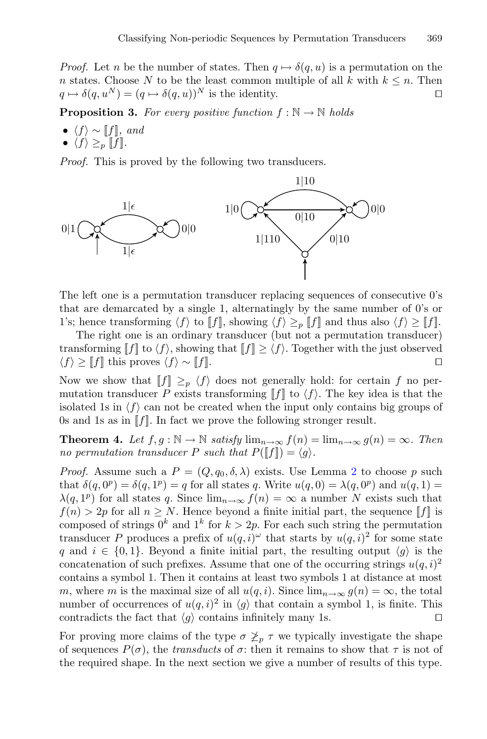*Proof.* Let $n$ be the number of states. Then $q \mapsto \delta(q, u)$ is a permutation on the $n$ states. Choose $N$ to be the least common multiple of all $k$ with $k \leq n$. Then $q \mapsto \delta(q, u^N) = (q \mapsto \delta(q, u))^N$ is the identity. □

**Proposition 3.** *For every positive function $f : \mathbb{N} \to \mathbb{N}$ holds*

- $\langle f \rangle \sim [\![f]\!]$, *and*
- $\langle f \rangle \geq_p [\![f]\!]$.

*Proof.* This is proved by the following two transducers.

The left one is a permutation transducer replacing sequences of consecutive 0's that are demarcated by a single 1, alternatingly by the same number of 0's or 1's; hence transforming $\langle f \rangle$ to $[\![f]\!]$, showing $\langle f \rangle \geq_p [\![f]\!]$ and thus also $\langle f \rangle \geq [\![f]\!]$.

The right one is an ordinary transducer (but not a permutation transducer) transforming $[\![f]\!]$ to $\langle f \rangle$, showing that $[\![f]\!] \geq \langle f \rangle$. Together with the just observed $\langle f \rangle \geq [\![f]\!]$ this proves $\langle f \rangle \sim [\![f]\!]$. □

Now we show that $[\![f]\!] \geq_p \langle f \rangle$ does not generally hold: for certain $f$ no permutation transducer $P$ exists transforming $[\![f]\!]$ to $\langle f \rangle$. The key idea is that the isolated 1s in $\langle f \rangle$ can not be created when the input only contains big groups of 0s and 1s as in $[\![f]\!]$. In fact we prove the following stronger result.

**Theorem 4.** *Let $f, g : \mathbb{N} \to \mathbb{N}$ satisfy $\lim_{n\to\infty} f(n) = \lim_{n\to\infty} g(n) = \infty$. Then no permutation transducer $P$ such that $P([\![f]\!]) = \langle g \rangle$.*

*Proof.* Assume such a $P = (Q, q_0, \delta, \lambda)$ exists. Use Lemma 2 to choose $p$ such that $\delta(q, 0^p) = \delta(q, 1^p) = q$ for all states $q$. Write $u(q, 0) = \lambda(q, 0^p)$ and $u(q, 1) = \lambda(q, 1^p)$ for all states $q$. Since $\lim_{n\to\infty} f(n) = \infty$ a number $N$ exists such that $f(n) > 2p$ for all $n \geq N$. Hence beyond a finite initial part, the sequence $[\![f]\!]$ is composed of strings $0^k$ and $1^k$ for $k > 2p$. For each such string the permutation transducer $P$ produces a prefix of $u(q, i)^\omega$ that starts by $u(q, i)^2$ for some state $q$ and $i \in \{0, 1\}$. Beyond a finite initial part, the resulting output $\langle g \rangle$ is the concatenation of such prefixes. Assume that one of the occurring strings $u(q, i)^2$ contains a symbol 1. Then it contains at least two symbols 1 at distance at most $m$, where $m$ is the maximal size of all $u(q, i)$. Since $\lim_{n\to\infty} g(n) = \infty$, the total number of occurrences of $u(q, i)^2$ in $\langle g \rangle$ that contain a symbol 1, is finite. This contradicts the fact that $\langle g \rangle$ contains infinitely many 1s. □

For proving more claims of the type $\sigma \not\geq_p \tau$ we typically investigate the shape of sequences $P(\sigma)$, the *transducts* of $\sigma$: then it remains to show that $\tau$ is not of the required shape. In the next section we give a number of results of this type.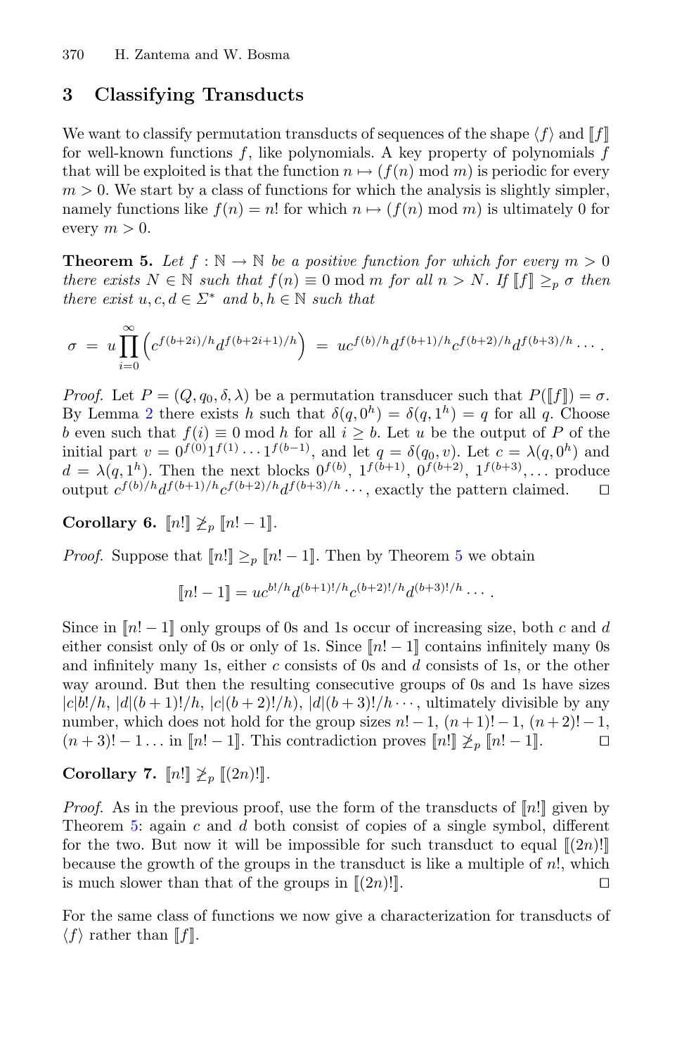## 3 Classifying Transducts

We want to classify permutation transducts of sequences of the shape $\langle f \rangle$ and $[\![f]\!]$ for well-known functions $f$, like polynomials. A key property of polynomials $f$ that will be exploited is that the function $n \mapsto (f(n) \bmod m)$ is periodic for every $m > 0$. We start by a class of functions for which the analysis is slightly simpler, namely functions like $f(n) = n!$ for which $n \mapsto (f(n) \bmod m)$ is ultimately 0 for every $m > 0$.

**Theorem 5.** *Let $f : \mathbb{N} \to \mathbb{N}$ be a positive function for which for every $m > 0$ there exists $N \in \mathbb{N}$ such that $f(n) \equiv 0 \bmod m$ for all $n > N$. If $[\![f]\!] \geq_p \sigma$ then there exist $u, c, d \in \Sigma^*$ and $b, h \in \mathbb{N}$ such that*

$$\sigma \;=\; u \prod_{i=0}^{\infty} \left( c^{f(b+2i)/h} d^{f(b+2i+1)/h} \right) \;=\; u c^{f(b)/h} d^{f(b+1)/h} c^{f(b+2)/h} d^{f(b+3)/h} \cdots .$$

*Proof.* Let $P = (Q, q_0, \delta, \lambda)$ be a permutation transducer such that $P([\![f]\!]) = \sigma$. By Lemma 2 there exists $h$ such that $\delta(q, 0^h) = \delta(q, 1^h) = q$ for all $q$. Choose $b$ even such that $f(i) \equiv 0 \bmod h$ for all $i \geq b$. Let $u$ be the output of $P$ of the initial part $v = 0^{f(0)} 1^{f(1)} \cdots 1^{f(b-1)}$, and let $q = \delta(q_0, v)$. Let $c = \lambda(q, 0^h)$ and $d = \lambda(q, 1^h)$. Then the next blocks $0^{f(b)}$, $1^{f(b+1)}$, $0^{f(b+2)}$, $1^{f(b+3)}, \ldots$ produce output $c^{f(b)/h} d^{f(b+1)/h} c^{f(b+2)/h} d^{f(b+3)/h} \cdots$, exactly the pattern claimed. $\square$

**Corollary 6.** $[\![n!]\!] \not\geq_p [\![n! - 1]\!]$.

*Proof.* Suppose that $[\![n!]\!] \geq_p [\![n! - 1]\!]$. Then by Theorem 5 we obtain

$$[\![n! - 1]\!] = u c^{b!/h} d^{(b+1)!/h} c^{(b+2)!/h} d^{(b+3)!/h} \cdots .$$

Since in $[\![n! - 1]\!]$ only groups of 0s and 1s occur of increasing size, both $c$ and $d$ either consist only of 0s or only of 1s. Since $[\![n! - 1]\!]$ contains infinitely many 0s and infinitely many 1s, either $c$ consists of 0s and $d$ consists of 1s, or the other way around. But then the resulting consecutive groups of 0s and 1s have sizes $|c|b!/h$, $|d|(b+1)!/h$, $|c|(b+2)!/h)$, $|d|(b+3)!/h \cdots$, ultimately divisible by any number, which does not hold for the group sizes $n! - 1$, $(n+1)! - 1$, $(n+2)! - 1$, $(n+3)! - 1 \ldots$ in $[\![n! - 1]\!]$. This contradiction proves $[\![n!]\!] \not\geq_p [\![n! - 1]\!]$. $\square$

**Corollary 7.** $[\![n!]\!] \not\geq_p [\![(2n)!]\!]$.

*Proof.* As in the previous proof, use the form of the transducts of $[\![n!]\!]$ given by Theorem 5: again $c$ and $d$ both consist of copies of a single symbol, different for the two. But now it will be impossible for such transduct to equal $[\![(2n)!]\!]$ because the growth of the groups in the transduct is like a multiple of $n!$, which is much slower than that of the groups in $[\![(2n)!]\!]$. $\square$

For the same class of functions we now give a characterization for transducts of $\langle f \rangle$ rather than $[\![f]\!]$.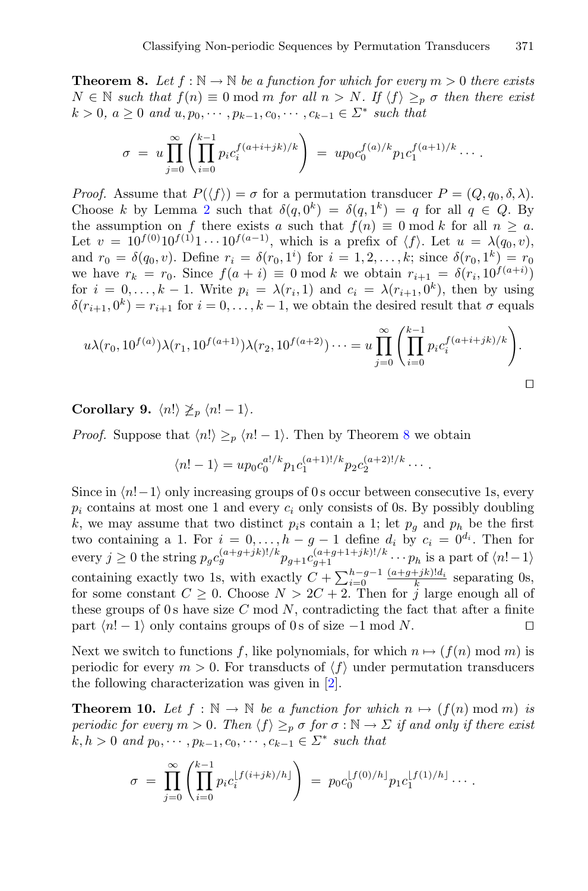**Theorem 8.** *Let $f : \mathbb{N} \to \mathbb{N}$ be a function for which for every $m > 0$ there exists $N \in \mathbb{N}$ such that $f(n) \equiv 0 \bmod m$ for all $n > N$. If $\langle f \rangle \geq_p \sigma$ then there exist $k > 0$, $a \geq 0$ and $u, p_0, \cdots, p_{k-1}, c_0, \cdots, c_{k-1} \in \Sigma^*$ such that*

$$\sigma \; = \; u \prod_{j=0}^{\infty} \left( \prod_{i=0}^{k-1} p_i c_i^{f(a+i+jk)/k} \right) \; = \; u p_0 c_0^{f(a)/k} p_1 c_1^{f(a+1)/k} \cdots .$$

*Proof.* Assume that $P(\langle f \rangle) = \sigma$ for a permutation transducer $P = (Q, q_0, \delta, \lambda)$. Choose $k$ by Lemma 2 such that $\delta(q, 0^k) = \delta(q, 1^k) = q$ for all $q \in Q$. By the assumption on $f$ there exists $a$ such that $f(n) \equiv 0 \bmod k$ for all $n \geq a$. Let $v = 10^{f(0)}10^{f(1)}1 \cdots 10^{f(a-1)}$, which is a prefix of $\langle f \rangle$. Let $u = \lambda(q_0, v)$, and $r_0 = \delta(q_0, v)$. Define $r_i = \delta(r_0, 1^i)$ for $i = 1, 2, \ldots, k$; since $\delta(r_0, 1^k) = r_0$ we have $r_k = r_0$. Since $f(a+i) \equiv 0 \bmod k$ we obtain $r_{i+1} = \delta(r_i, 10^{f(a+i)})$ for $i = 0, \ldots, k-1$. Write $p_i = \lambda(r_i, 1)$ and $c_i = \lambda(r_{i+1}, 0^k)$, then by using $\delta(r_{i+1}, 0^k) = r_{i+1}$ for $i = 0, \ldots, k-1$, we obtain the desired result that $\sigma$ equals

$$u\lambda(r_0, 10^{f(a)})\lambda(r_1, 10^{f(a+1)})\lambda(r_2, 10^{f(a+2)}) \cdots = u \prod_{j=0}^{\infty} \left( \prod_{i=0}^{k-1} p_i c_i^{f(a+i+jk)/k} \right).$$

$\square$

**Corollary 9.** $\langle n! \rangle \not\geq_p \langle n! - 1 \rangle$.

*Proof.* Suppose that $\langle n! \rangle \geq_p \langle n! - 1 \rangle$. Then by Theorem 8 we obtain

$$\langle n! - 1 \rangle = u p_0 c_0^{a!/k} p_1 c_1^{(a+1)!/k} p_2 c_2^{(a+2)!/k} \cdots .$$

Since in $\langle n! - 1 \rangle$ only increasing groups of 0 s occur between consecutive 1s, every $p_i$ contains at most one 1 and every $c_i$ only consists of 0s. By possibly doubling $k$, we may assume that two distinct $p_i$s contain a 1; let $p_g$ and $p_h$ be the first two containing a 1. For $i = 0, \ldots, h - g - 1$ define $d_i$ by $c_i = 0^{d_i}$. Then for every $j \geq 0$ the string $p_g c_g^{(a+g+jk)!/k} p_{g+1} c_{g+1}^{(a+g+1+jk)!/k} \cdots p_h$ is a part of $\langle n! - 1 \rangle$ containing exactly two 1s, with exactly $C + \sum_{i=0}^{h-g-1} \frac{(a+g+jk)! d_i}{k}$ separating 0s, for some constant $C \geq 0$. Choose $N > 2C + 2$. Then for $j$ large enough all of these groups of 0 s have size $C$ mod $N$, contradicting the fact that after a finite part $\langle n! - 1 \rangle$ only contains groups of 0 s of size $-1$ mod $N$. $\square$

Next we switch to functions $f$, like polynomials, for which $n \mapsto (f(n) \bmod m)$ is periodic for every $m > 0$. For transducts of $\langle f \rangle$ under permutation transducers the following characterization was given in [2].

**Theorem 10.** *Let $f : \mathbb{N} \to \mathbb{N}$ be a function for which $n \mapsto (f(n) \bmod m)$ is periodic for every $m > 0$. Then $\langle f \rangle \geq_p \sigma$ for $\sigma : \mathbb{N} \to \Sigma$ if and only if there exist $k, h > 0$ and $p_0, \cdots, p_{k-1}, c_0, \cdots, c_{k-1} \in \Sigma^*$ such that*

$$\sigma \; = \; \prod_{j=0}^{\infty} \left( \prod_{i=0}^{k-1} p_i c_i^{\lfloor f(i+jk)/h \rfloor} \right) \; = \; p_0 c_0^{\lfloor f(0)/h \rfloor} p_1 c_1^{\lfloor f(1)/h \rfloor} \cdots .$$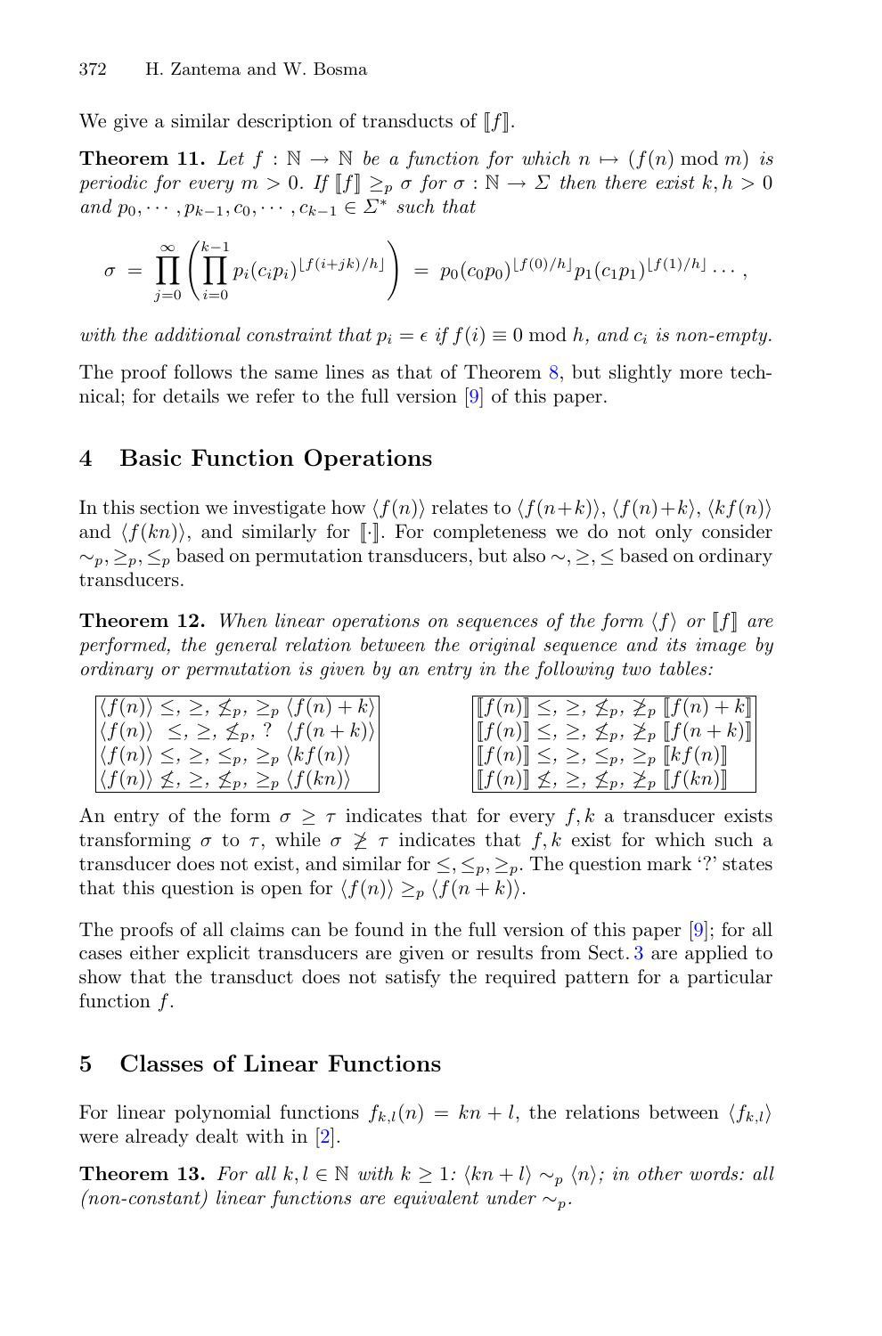We give a similar description of transducts of $[\![f]\!]$.

**Theorem 11.** *Let $f : \mathbb{N} \to \mathbb{N}$ be a function for which $n \mapsto (f(n) \bmod m)$ is periodic for every $m > 0$. If $[\![f]\!] \geq_p \sigma$ for $\sigma : \mathbb{N} \to \Sigma$ then there exist $k, h > 0$ and $p_0, \cdots, p_{k-1}, c_0, \cdots, c_{k-1} \in \Sigma^*$ such that*

$$\sigma = \prod_{j=0}^{\infty} \left( \prod_{i=0}^{k-1} p_i (c_i p_i)^{\lfloor f(i+jk)/h \rfloor} \right) = p_0 (c_0 p_0)^{\lfloor f(0)/h \rfloor} p_1 (c_1 p_1)^{\lfloor f(1)/h \rfloor} \cdots ,$$

*with the additional constraint that $p_i = \epsilon$ if $f(i) \equiv 0 \bmod h$, and $c_i$ is non-empty.*

The proof follows the same lines as that of Theorem 8, but slightly more technical; for details we refer to the full version [9] of this paper.

## 4 Basic Function Operations

In this section we investigate how $\langle f(n) \rangle$ relates to $\langle f(n+k) \rangle$, $\langle f(n)+k \rangle$, $\langle kf(n) \rangle$ and $\langle f(kn) \rangle$, and similarly for $[\![\cdot]\!]$. For completeness we do not only consider $\sim_p, \geq_p, \leq_p$ based on permutation transducers, but also $\sim, \geq, \leq$ based on ordinary transducers.

**Theorem 12.** *When linear operations on sequences of the form $\langle f \rangle$ or $[\![f]\!]$ are performed, the general relation between the original sequence and its image by ordinary or permutation is given by an entry in the following two tables:*

| |
|---|
| $\langle f(n) \rangle \leq, \geq, \not\leq_p, \geq_p \langle f(n)+k \rangle$ |
| $\langle f(n) \rangle \leq, \geq, \not\leq_p, ?\ \langle f(n+k) \rangle$ |
| $\langle f(n) \rangle \leq, \geq, \leq_p, \geq_p \langle kf(n) \rangle$ |
| $\langle f(n) \rangle \not\leq, \geq, \not\leq_p, \geq_p \langle f(kn) \rangle$ |

| |
|---|
| $[\![f(n)]\!] \leq, \geq, \not\leq_p, \not\geq_p [\![f(n)+k]\!]$ |
| $[\![f(n)]\!] \leq, \geq, \not\leq_p, \not\geq_p [\![f(n+k)]\!]$ |
| $[\![f(n)]\!] \leq, \geq, \leq_p, \geq_p [\![kf(n)]\!]$ |
| $[\![f(n)]\!] \not\leq, \geq, \not\leq_p, \not\geq_p [\![f(kn)]\!]$ |

An entry of the form $\sigma \geq \tau$ indicates that for every $f, k$ a transducer exists transforming $\sigma$ to $\tau$, while $\sigma \not\geq \tau$ indicates that $f, k$ exist for which such a transducer does not exist, and similar for $\leq, \leq_p, \geq_p$. The question mark '?' states that this question is open for $\langle f(n) \rangle \geq_p \langle f(n+k) \rangle$.

The proofs of all claims can be found in the full version of this paper [9]; for all cases either explicit transducers are given or results from Sect. 3 are applied to show that the transduct does not satisfy the required pattern for a particular function $f$.

## 5 Classes of Linear Functions

For linear polynomial functions $f_{k,l}(n) = kn + l$, the relations between $\langle f_{k,l} \rangle$ were already dealt with in [2].

**Theorem 13.** *For all $k, l \in \mathbb{N}$ with $k \geq 1$: $\langle kn + l \rangle \sim_p \langle n \rangle$; in other words: all (non-constant) linear functions are equivalent under $\sim_p$.*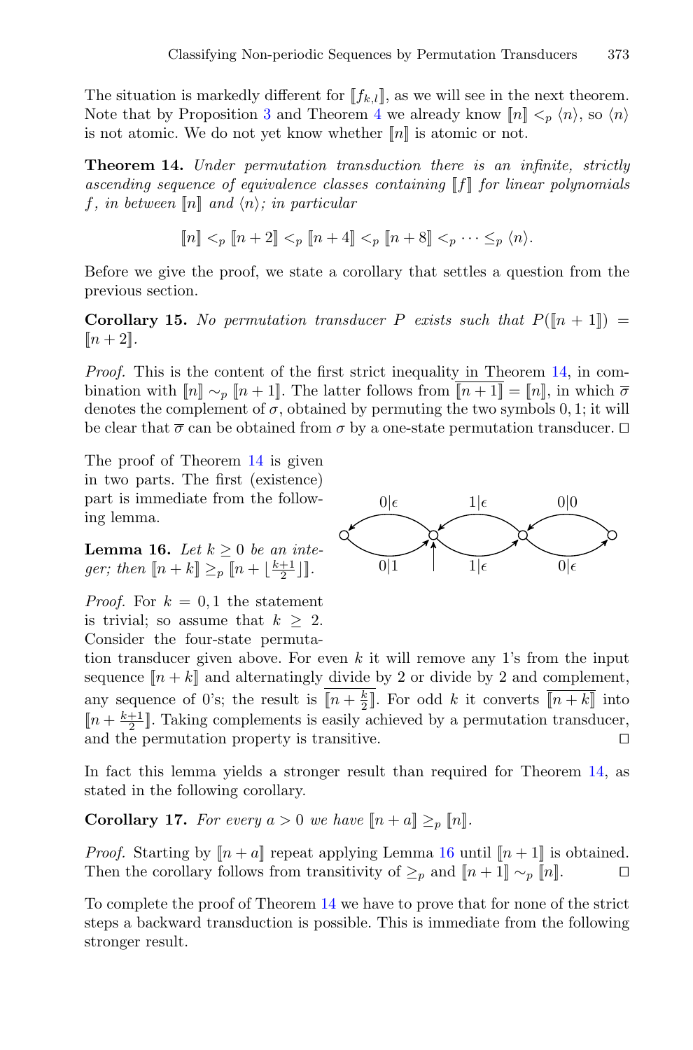The situation is markedly different for $[\![f_{k,l}]\!]$, as we will see in the next theorem. Note that by Proposition 3 and Theorem 4 we already know $[\![n]\!] <_p \langle n \rangle$, so $\langle n \rangle$ is not atomic. We do not yet know whether $[\![n]\!]$ is atomic or not.

**Theorem 14.** *Under permutation transduction there is an infinite, strictly ascending sequence of equivalence classes containing $[\![f]\!]$ for linear polynomials $f$, in between $[\![n]\!]$ and $\langle n \rangle$; in particular*

$$[\![n]\!] <_p [\![n+2]\!] <_p [\![n+4]\!] <_p [\![n+8]\!] <_p \cdots \leq_p \langle n \rangle.$$

Before we give the proof, we state a corollary that settles a question from the previous section.

**Corollary 15.** *No permutation transducer $P$ exists such that $P([\![n+1]\!]) = [\![n+2]\!]$.*

*Proof.* This is the content of the first strict inequality in Theorem 14, in combination with $[\![n]\!] \sim_p [\![n+1]\!]$. The latter follows from $\overline{[\![n+1]\!]} = [\![n]\!]$, in which $\overline{\sigma}$ denotes the complement of $\sigma$, obtained by permuting the two symbols $0, 1$; it will be clear that $\overline{\sigma}$ can be obtained from $\sigma$ by a one-state permutation transducer. □

The proof of Theorem 14 is given in two parts. The first (existence) part is immediate from the following lemma.

**Lemma 16.** *Let $k \geq 0$ be an integer; then $[\![n+k]\!] \geq_p [\![n + \lfloor \frac{k+1}{2} \rfloor]\!]$.*

*Proof.* For $k = 0, 1$ the statement is trivial; so assume that $k \geq 2$. Consider the four-state permutation transducer given above. For even $k$ it will remove any 1's from the input sequence $[\![n+k]\!]$ and alternatingly divide by 2 or divide by 2 and complement, any sequence of 0's; the result is $\overline{[\![n + \frac{k}{2}]\!]}$. For odd $k$ it converts $\overline{[\![n+k]\!]}$ into $[\![n + \frac{k+1}{2}]\!]$. Taking complements is easily achieved by a permutation transducer, and the permutation property is transitive. □

In fact this lemma yields a stronger result than required for Theorem 14, as stated in the following corollary.

**Corollary 17.** *For every $a > 0$ we have $[\![n+a]\!] \geq_p [\![n]\!]$.*

*Proof.* Starting by $[\![n+a]\!]$ repeat applying Lemma 16 until $[\![n+1]\!]$ is obtained. Then the corollary follows from transitivity of $\geq_p$ and $[\![n+1]\!] \sim_p [\![n]\!]$. □

To complete the proof of Theorem 14 we have to prove that for none of the strict steps a backward transduction is possible. This is immediate from the following stronger result.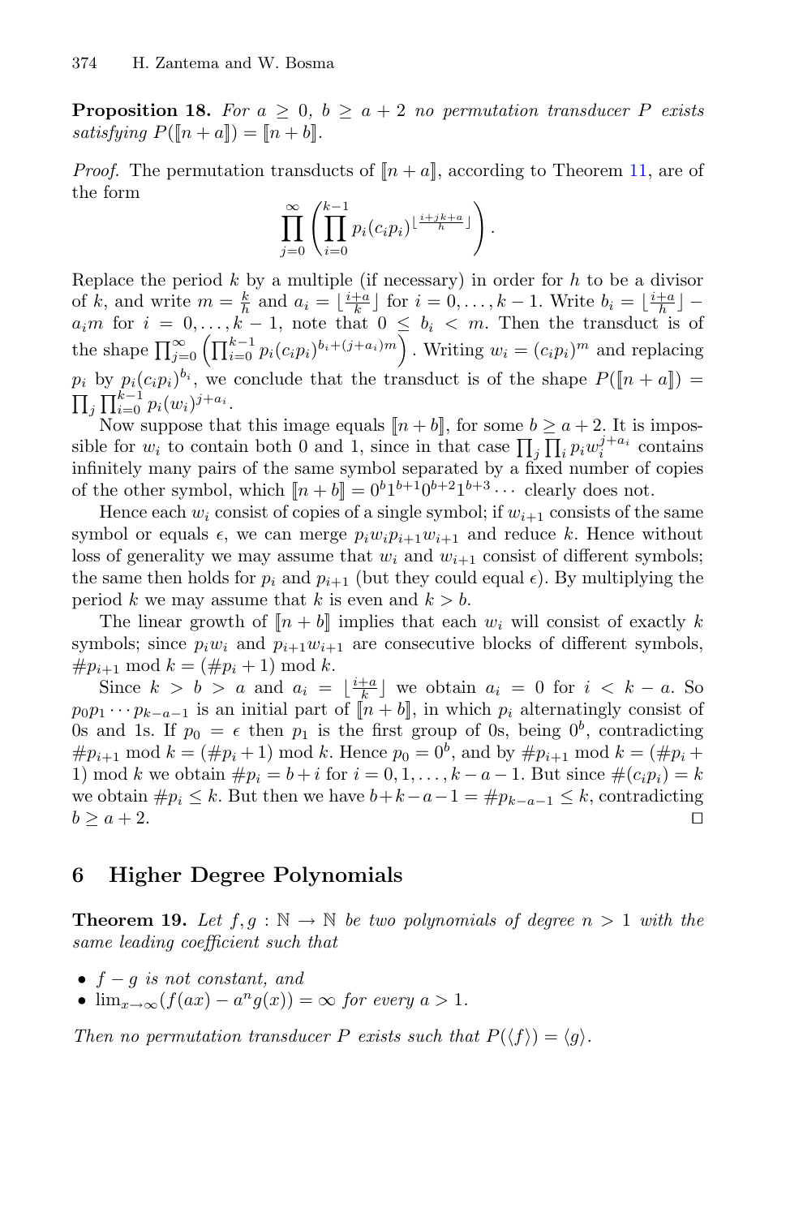**Proposition 18.** *For $a \geq 0$, $b \geq a+2$ no permutation transducer $P$ exists satisfying $P([\![n+a]\!]) = [\![n+b]\!]$.*

*Proof.* The permutation transducts of $[\![n+a]\!]$, according to Theorem 11, are of the form

$$\prod_{j=0}^{\infty} \left( \prod_{i=0}^{k-1} p_i (c_i p_i)^{\lfloor \frac{i+jk+a}{h} \rfloor} \right).$$

Replace the period $k$ by a multiple (if necessary) in order for $h$ to be a divisor of $k$, and write $m = \frac{k}{h}$ and $a_i = \lfloor \frac{i+a}{k} \rfloor$ for $i = 0, \ldots, k-1$. Write $b_i = \lfloor \frac{i+a}{h} \rfloor - a_i m$ for $i = 0, \ldots, k-1$, note that $0 \leq b_i < m$. Then the transduct is of the shape $\prod_{j=0}^{\infty} \left( \prod_{i=0}^{k-1} p_i (c_i p_i)^{b_i + (j+a_i)m} \right)$. Writing $w_i = (c_i p_i)^m$ and replacing $p_i$ by $p_i (c_i p_i)^{b_i}$, we conclude that the transduct is of the shape $P([\![n+a]\!]) = \prod_j \prod_{i=0}^{k-1} p_i (w_i)^{j+a_i}$.

Now suppose that this image equals $[\![n+b]\!]$, for some $b \geq a+2$. It is impossible for $w_i$ to contain both 0 and 1, since in that case $\prod_j \prod_i p_i w_i^{j+a_i}$ contains infinitely many pairs of the same symbol separated by a fixed number of copies of the other symbol, which $[\![n+b]\!] = 0^b 1^{b+1} 0^{b+2} 1^{b+3} \cdots$ clearly does not.

Hence each $w_i$ consist of copies of a single symbol; if $w_{i+1}$ consists of the same symbol or equals $\epsilon$, we can merge $p_i w_i p_{i+1} w_{i+1}$ and reduce $k$. Hence without loss of generality we may assume that $w_i$ and $w_{i+1}$ consist of different symbols; the same then holds for $p_i$ and $p_{i+1}$ (but they could equal $\epsilon$). By multiplying the period $k$ we may assume that $k$ is even and $k > b$.

The linear growth of $[\![n+b]\!]$ implies that each $w_i$ will consist of exactly $k$ symbols; since $p_i w_i$ and $p_{i+1} w_{i+1}$ are consecutive blocks of different symbols, $\#p_{i+1} \bmod k = (\#p_i + 1) \bmod k$.

Since $k > b > a$ and $a_i = \lfloor \frac{i+a}{k} \rfloor$ we obtain $a_i = 0$ for $i < k-a$. So $p_0 p_1 \cdots p_{k-a-1}$ is an initial part of $[\![n+b]\!]$, in which $p_i$ alternatingly consist of 0s and 1s. If $p_0 = \epsilon$ then $p_1$ is the first group of 0s, being $0^b$, contradicting $\#p_{i+1} \bmod k = (\#p_i + 1) \bmod k$. Hence $p_0 = 0^b$, and by $\#p_{i+1} \bmod k = (\#p_i + 1) \bmod k$ we obtain $\#p_i = b + i$ for $i = 0, 1, \ldots, k-a-1$. But since $\#(c_i p_i) = k$ we obtain $\#p_i \leq k$. But then we have $b + k - a - 1 = \#p_{k-a-1} \leq k$, contradicting $b \geq a+2$. $\square$

## 6 Higher Degree Polynomials

**Theorem 19.** *Let $f, g : \mathbb{N} \to \mathbb{N}$ be two polynomials of degree $n > 1$ with the same leading coefficient such that*

- *$f - g$ is not constant, and*
- *$\lim_{x \to \infty} (f(ax) - a^n g(x)) = \infty$ for every $a > 1$.*

*Then no permutation transducer $P$ exists such that $P(\langle f \rangle) = \langle g \rangle$.*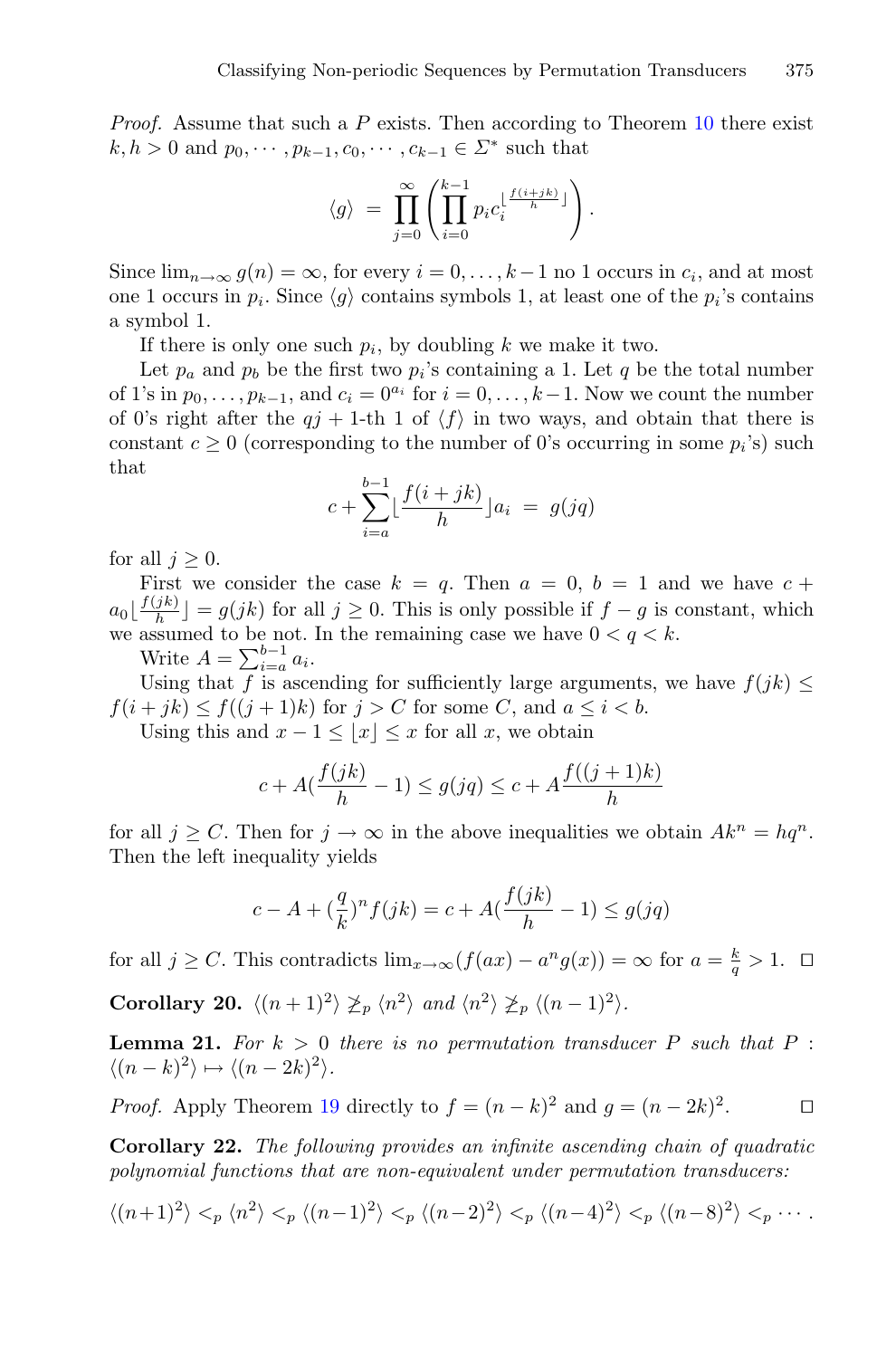*Proof.* Assume that such a $P$ exists. Then according to Theorem 10 there exist $k, h > 0$ and $p_0, \cdots, p_{k-1}, c_0, \cdots, c_{k-1} \in \Sigma^*$ such that

$$\langle g \rangle \ = \ \prod_{j=0}^{\infty} \left( \prod_{i=0}^{k-1} p_i c_i^{\lfloor \frac{f(i+jk)}{h} \rfloor} \right).$$

Since $\lim_{n \to \infty} g(n) = \infty$, for every $i = 0, \ldots, k-1$ no 1 occurs in $c_i$, and at most one 1 occurs in $p_i$. Since $\langle g \rangle$ contains symbols 1, at least one of the $p_i$'s contains a symbol 1.

If there is only one such $p_i$, by doubling $k$ we make it two.

Let $p_a$ and $p_b$ be the first two $p_i$'s containing a 1. Let $q$ be the total number of 1's in $p_0, \ldots, p_{k-1}$, and $c_i = 0^{a_i}$ for $i = 0, \ldots, k-1$. Now we count the number of 0's right after the $qj + 1$-th 1 of $\langle f \rangle$ in two ways, and obtain that there is constant $c \geq 0$ (corresponding to the number of 0's occurring in some $p_i$'s) such that

$$c + \sum_{i=a}^{b-1} \lfloor \frac{f(i+jk)}{h} \rfloor a_i \ = \ g(jq)$$

for all $j \geq 0$.

First we consider the case $k = q$. Then $a = 0$, $b = 1$ and we have $c + a_0 \lfloor \frac{f(jk)}{h} \rfloor = g(jk)$ for all $j \geq 0$. This is only possible if $f - g$ is constant, which we assumed to be not. In the remaining case we have $0 < q < k$.

Write $A = \sum_{i=a}^{b-1} a_i$.

Using that $f$ is ascending for sufficiently large arguments, we have $f(jk) \leq f(i + jk) \leq f((j+1)k)$ for $j > C$ for some $C$, and $a \leq i < b$.

Using this and $x - 1 \leq \lfloor x \rfloor \leq x$ for all $x$, we obtain

$$c + A(\frac{f(jk)}{h} - 1) \leq g(jq) \leq c + A\frac{f((j+1)k)}{h}$$

for all $j \geq C$. Then for $j \to \infty$ in the above inequalities we obtain $Ak^n = hq^n$. Then the left inequality yields

$$c - A + (\frac{q}{k})^n f(jk) = c + A(\frac{f(jk)}{h} - 1) \leq g(jq)$$

for all $j \geq C$. This contradicts $\lim_{x \to \infty}(f(ax) - a^n g(x)) = \infty$ for $a = \frac{k}{q} > 1$. $\square$

**Corollary 20.** *$\langle (n+1)^2 \rangle \not\geq_p \langle n^2 \rangle$ and $\langle n^2 \rangle \not\geq_p \langle (n-1)^2 \rangle$.*

**Lemma 21.** *For $k > 0$ there is no permutation transducer $P$ such that $P : \langle (n-k)^2 \rangle \mapsto \langle (n-2k)^2 \rangle$.*

*Proof.* Apply Theorem 19 directly to $f = (n-k)^2$ and $g = (n-2k)^2$. $\square$

**Corollary 22.** *The following provides an infinite ascending chain of quadratic polynomial functions that are non-equivalent under permutation transducers:*

$$\langle (n+1)^2 \rangle <_p \langle n^2 \rangle <_p \langle (n-1)^2 \rangle <_p \langle (n-2)^2 \rangle <_p \langle (n-4)^2 \rangle <_p \langle (n-8)^2 \rangle <_p \cdots.$$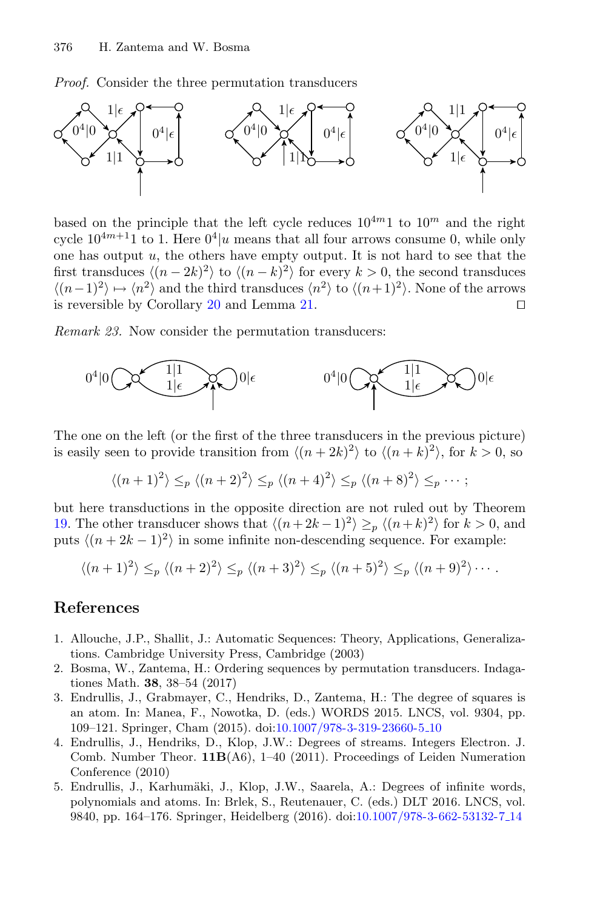*Proof.* Consider the three permutation transducers

based on the principle that the left cycle reduces $10^{4m}1$ to $10^m$ and the right cycle $10^{4m+1}1$ to 1. Here $0^4|u$ means that all four arrows consume 0, while only one has output $u$, the others have empty output. It is not hard to see that the first transduces $\langle(n-2k)^2\rangle$ to $\langle(n-k)^2\rangle$ for every $k > 0$, the second transduces $\langle(n-1)^2\rangle \mapsto \langle n^2\rangle$ and the third transduces $\langle n^2\rangle$ to $\langle(n+1)^2\rangle$. None of the arrows is reversible by Corollary 20 and Lemma 21. $\square$

*Remark 23.* Now consider the permutation transducers:

The one on the left (or the first of the three transducers in the previous picture) is easily seen to provide transition from $\langle(n+2k)^2\rangle$ to $\langle(n+k)^2\rangle$, for $k > 0$, so

$$\langle(n+1)^2\rangle \leq_p \langle(n+2)^2\rangle \leq_p \langle(n+4)^2\rangle \leq_p \langle(n+8)^2\rangle \leq_p \cdots;$$

but here transductions in the opposite direction are not ruled out by Theorem 19. The other transducer shows that $\langle(n+2k-1)^2\rangle \geq_p \langle(n+k)^2\rangle$ for $k > 0$, and puts $\langle(n+2k-1)^2\rangle$ in some infinite non-descending sequence. For example:

$$\langle(n+1)^2\rangle \leq_p \langle(n+2)^2\rangle \leq_p \langle(n+3)^2\rangle \leq_p \langle(n+5)^2\rangle \leq_p \langle(n+9)^2\rangle \cdots.$$

## References

1. Allouche, J.P., Shallit, J.: Automatic Sequences: Theory, Applications, Generalizations. Cambridge University Press, Cambridge (2003)
2. Bosma, W., Zantema, H.: Ordering sequences by permutation transducers. Indagationes Math. **38**, 38–54 (2017)
3. Endrullis, J., Grabmayer, C., Hendriks, D., Zantema, H.: The degree of squares is an atom. In: Manea, F., Nowotka, D. (eds.) WORDS 2015. LNCS, vol. 9304, pp. 109–121. Springer, Cham (2015). doi:10.1007/978-3-319-23660-5_10
4. Endrullis, J., Hendriks, D., Klop, J.W.: Degrees of streams. Integers Electron. J. Comb. Number Theor. **11B**(A6), 1–40 (2011). Proceedings of Leiden Numeration Conference (2010)
5. Endrullis, J., Karhumäki, J., Klop, J.W., Saarela, A.: Degrees of infinite words, polynomials and atoms. In: Brlek, S., Reutenauer, C. (eds.) DLT 2016. LNCS, vol. 9840, pp. 164–176. Springer, Heidelberg (2016). doi:10.1007/978-3-662-53132-7_14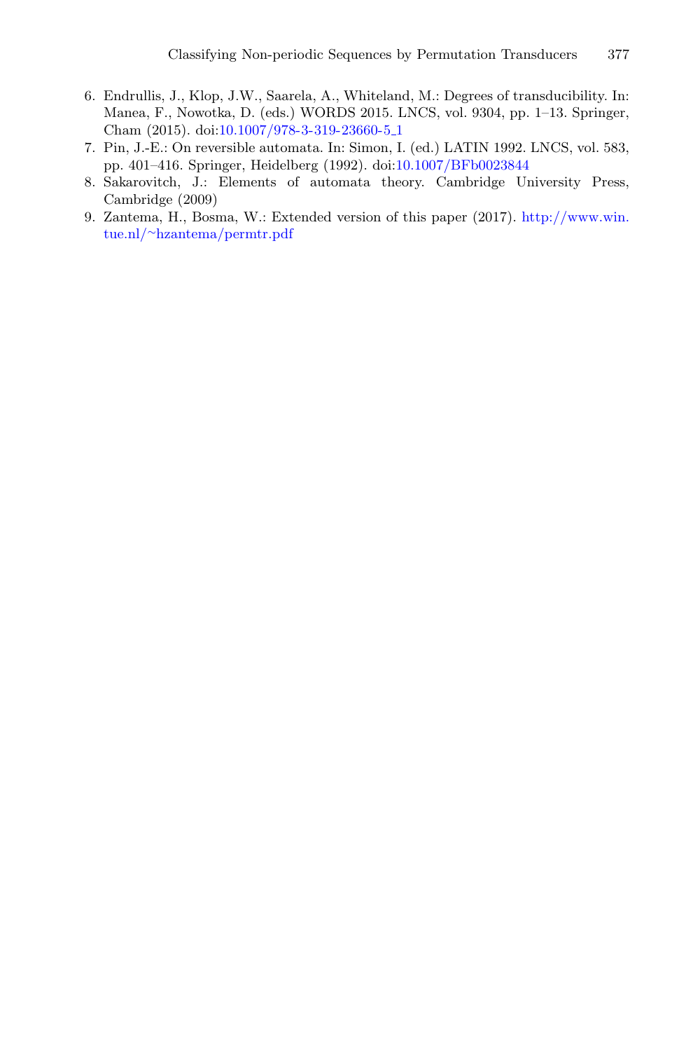6. Endrullis, J., Klop, J.W., Saarela, A., Whiteland, M.: Degrees of transducibility. In: Manea, F., Nowotka, D. (eds.) WORDS 2015. LNCS, vol. 9304, pp. 1–13. Springer, Cham (2015). doi:10.1007/978-3-319-23660-5_1
7. Pin, J.-E.: On reversible automata. In: Simon, I. (ed.) LATIN 1992. LNCS, vol. 583, pp. 401–416. Springer, Heidelberg (1992). doi:10.1007/BFb0023844
8. Sakarovitch, J.: Elements of automata theory. Cambridge University Press, Cambridge (2009)
9. Zantema, H., Bosma, W.: Extended version of this paper (2017). http://www.win.tue.nl/~hzantema/permtr.pdf